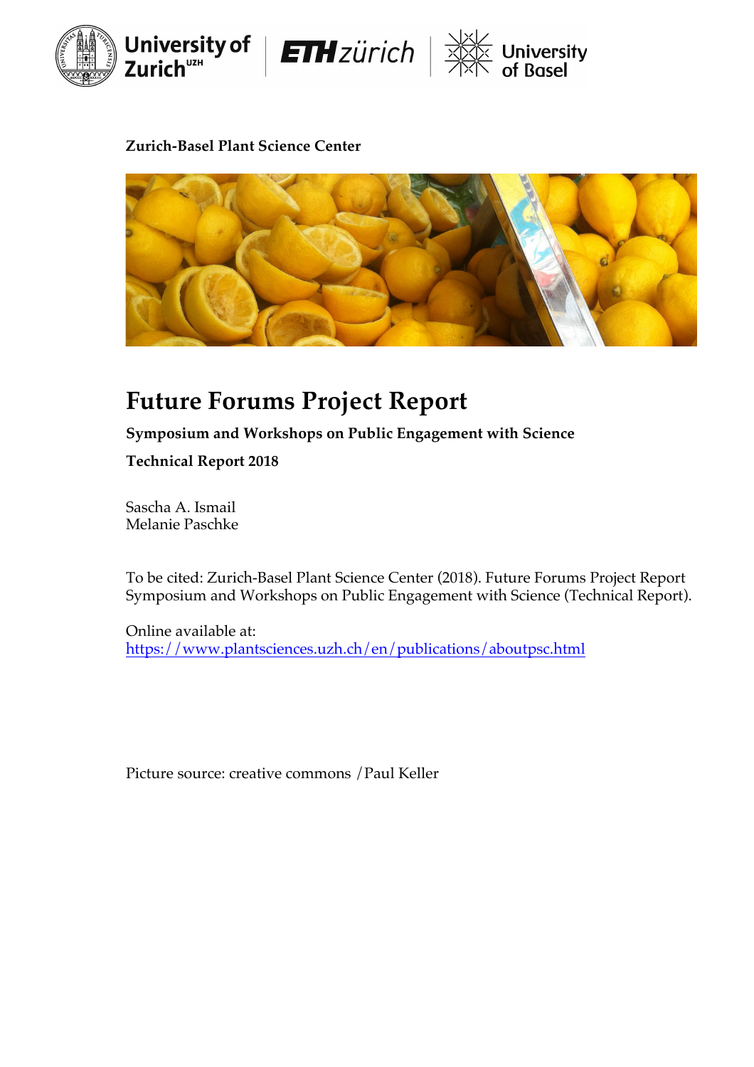Zurich-Basel Plant Science Center

# Future Forums Project Report

**Symposium and Workshops on Public Engagement with Science**

**Technical Report 2018**

Sascha A. Ismail
Melanie Paschke

To be cited: Zurich-Basel Plant Science Center (2018). Future Forums Project Report Symposium and Workshops on Public Engagement with Science (Technical Report).

Online available at:
https://www.plantsciences.uzh.ch/en/publications/aboutpsc.html

Picture source: creative commons /Paul Keller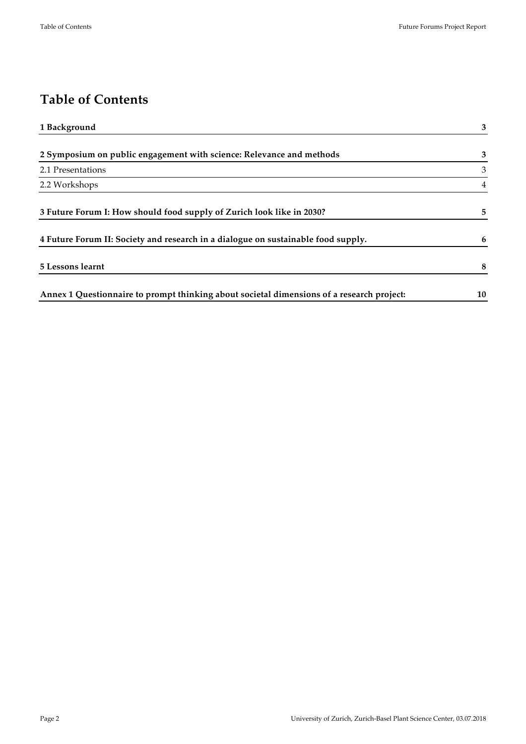# Table of Contents

| | |
|---|---|
| **1 Background** | **3** |
| **2 Symposium on public engagement with science: Relevance and methods** | **3** |
| 2.1 Presentations | 3 |
| 2.2 Workshops | 4 |
| **3 Future Forum I: How should food supply of Zurich look like in 2030?** | **5** |
| **4 Future Forum II: Society and research in a dialogue on sustainable food supply.** | **6** |
| **5 Lessons learnt** | **8** |
| **Annex 1 Questionnaire to prompt thinking about societal dimensions of a research project:** | **10** |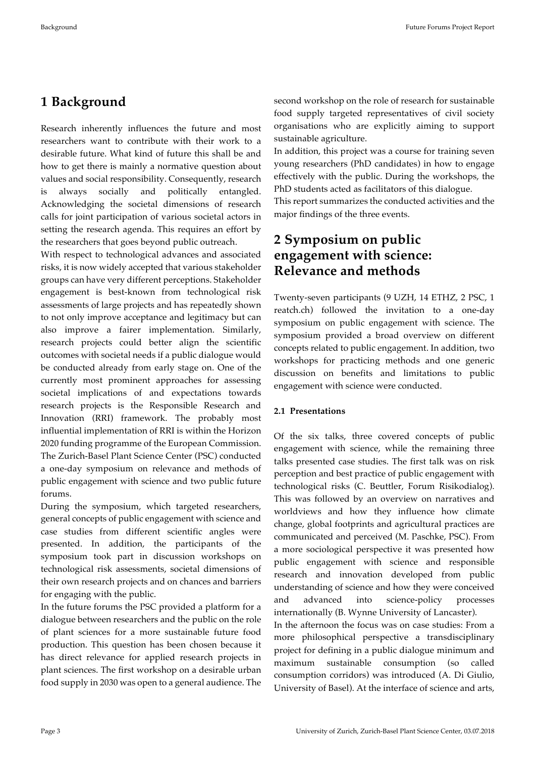# 1 Background

Research inherently influences the future and most researchers want to contribute with their work to a desirable future. What kind of future this shall be and how to get there is mainly a normative question about values and social responsibility. Consequently, research is always socially and politically entangled. Acknowledging the societal dimensions of research calls for joint participation of various societal actors in setting the research agenda. This requires an effort by the researchers that goes beyond public outreach.

With respect to technological advances and associated risks, it is now widely accepted that various stakeholder groups can have very different perceptions. Stakeholder engagement is best-known from technological risk assessments of large projects and has repeatedly shown to not only improve acceptance and legitimacy but can also improve a fairer implementation. Similarly, research projects could better align the scientific outcomes with societal needs if a public dialogue would be conducted already from early stage on. One of the currently most prominent approaches for assessing societal implications of and expectations towards research projects is the Responsible Research and Innovation (RRI) framework. The probably most influential implementation of RRI is within the Horizon 2020 funding programme of the European Commission. The Zurich-Basel Plant Science Center (PSC) conducted a one-day symposium on relevance and methods of public engagement with science and two public future forums.

During the symposium, which targeted researchers, general concepts of public engagement with science and case studies from different scientific angles were presented. In addition, the participants of the symposium took part in discussion workshops on technological risk assessments, societal dimensions of their own research projects and on chances and barriers for engaging with the public.

In the future forums the PSC provided a platform for a dialogue between researchers and the public on the role of plant sciences for a more sustainable future food production. This question has been chosen because it has direct relevance for applied research projects in plant sciences. The first workshop on a desirable urban food supply in 2030 was open to a general audience. The second workshop on the role of research for sustainable food supply targeted representatives of civil society organisations who are explicitly aiming to support sustainable agriculture.

In addition, this project was a course for training seven young researchers (PhD candidates) in how to engage effectively with the public. During the workshops, the PhD students acted as facilitators of this dialogue.

This report summarizes the conducted activities and the major findings of the three events.

# 2 Symposium on public engagement with science: Relevance and methods

Twenty-seven participants (9 UZH, 14 ETHZ, 2 PSC, 1 reatch.ch) followed the invitation to a one-day symposium on public engagement with science. The symposium provided a broad overview on different concepts related to public engagement. In addition, two workshops for practicing methods and one generic discussion on benefits and limitations to public engagement with science were conducted.

### 2.1 Presentations

Of the six talks, three covered concepts of public engagement with science, while the remaining three talks presented case studies. The first talk was on risk perception and best practice of public engagement with technological risks (C. Beuttler, Forum Risikodialog). This was followed by an overview on narratives and worldviews and how they influence how climate change, global footprints and agricultural practices are communicated and perceived (M. Paschke, PSC). From a more sociological perspective it was presented how public engagement with science and responsible research and innovation developed from public understanding of science and how they were conceived and advanced into science-policy processes internationally (B. Wynne University of Lancaster).

In the afternoon the focus was on case studies: From a more philosophical perspective a transdisciplinary project for defining in a public dialogue minimum and maximum sustainable consumption (so called consumption corridors) was introduced (A. Di Giulio, University of Basel). At the interface of science and arts,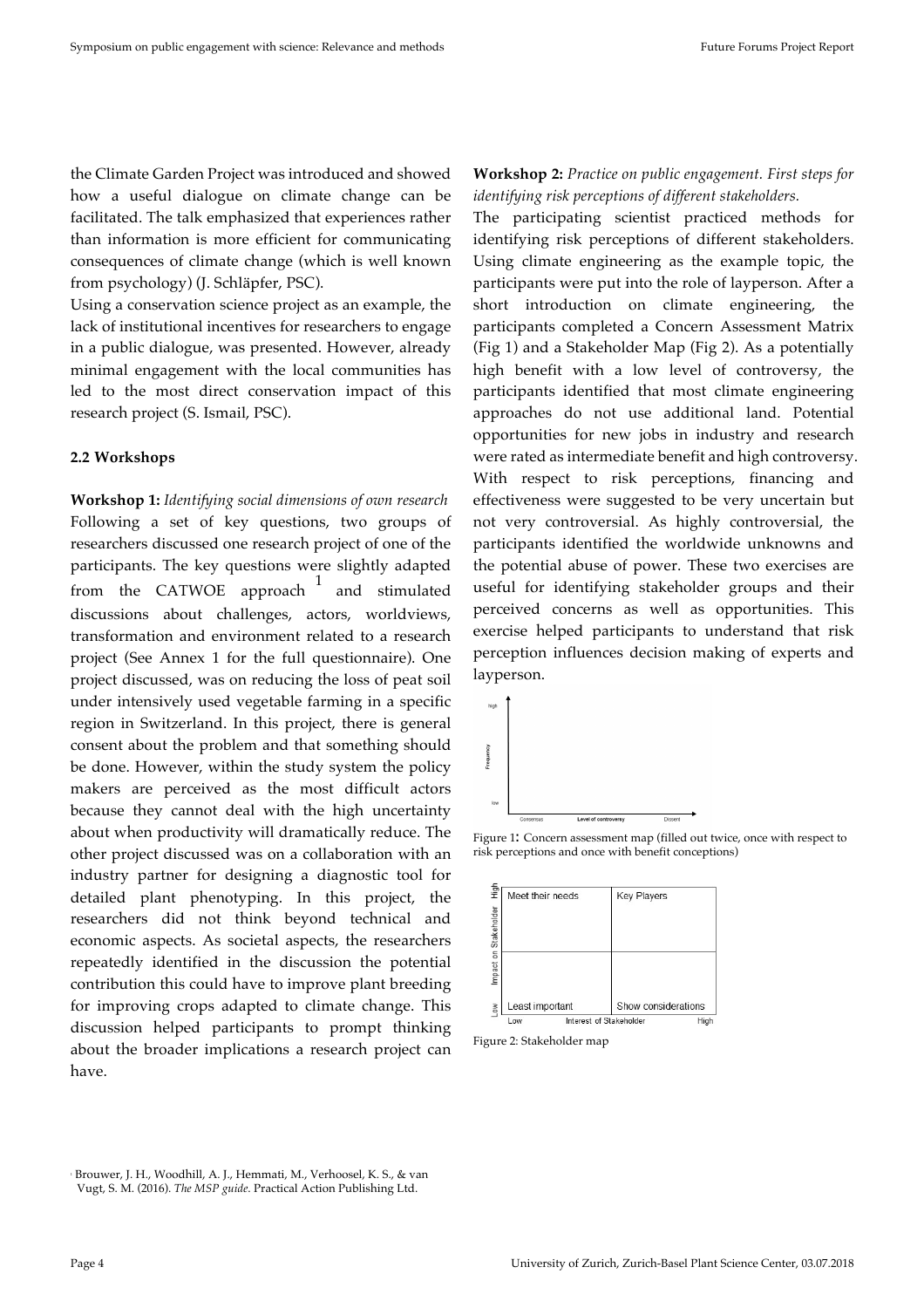the Climate Garden Project was introduced and showed how a useful dialogue on climate change can be facilitated. The talk emphasized that experiences rather than information is more efficient for communicating consequences of climate change (which is well known from psychology) (J. Schläpfer, PSC).

Using a conservation science project as an example, the lack of institutional incentives for researchers to engage in a public dialogue, was presented. However, already minimal engagement with the local communities has led to the most direct conservation impact of this research project (S. Ismail, PSC).

### 2.2 Workshops

**Workshop 1:** *Identifying social dimensions of own research*

Following a set of key questions, two groups of researchers discussed one research project of one of the participants. The key questions were slightly adapted from the CATWOE approach [1] and stimulated discussions about challenges, actors, worldviews, transformation and environment related to a research project (See Annex 1 for the full questionnaire). One project discussed, was on reducing the loss of peat soil under intensively used vegetable farming in a specific region in Switzerland. In this project, there is general consent about the problem and that something should be done. However, within the study system the policy makers are perceived as the most difficult actors because they cannot deal with the high uncertainty about when productivity will dramatically reduce. The other project discussed was on a collaboration with an industry partner for designing a diagnostic tool for detailed plant phenotyping. In this project, the researchers did not think beyond technical and economic aspects. As societal aspects, the researchers repeatedly identified in the discussion the potential contribution this could have to improve plant breeding for improving crops adapted to climate change. This discussion helped participants to prompt thinking about the broader implications a research project can have.

**Workshop 2:** *Practice on public engagement. First steps for identifying risk perceptions of different stakeholders.*

The participating scientist practiced methods for identifying risk perceptions of different stakeholders. Using climate engineering as the example topic, the participants were put into the role of layperson. After a short introduction on climate engineering, the participants completed a Concern Assessment Matrix (Fig 1) and a Stakeholder Map (Fig 2). As a potentially high benefit with a low level of controversy, the participants identified that most climate engineering approaches do not use additional land. Potential opportunities for new jobs in industry and research were rated as intermediate benefit and high controversy. With respect to risk perceptions, financing and effectiveness were suggested to be very uncertain but not very controversial. As highly controversial, the participants identified the worldwide unknowns and the potential abuse of power. These two exercises are useful for identifying stakeholder groups and their perceived concerns as well as opportunities. This exercise helped participants to understand that risk perception influences decision making of experts and layperson.

Figure 1: Concern assessment map (filled out twice, once with respect to risk perceptions and once with benefit conceptions)

Figure 2: Stakeholder map

[1] Brouwer, J. H., Woodhill, A. J., Hemmati, M., Verhoosel, K. S., & van Vugt, S. M. (2016). *The MSP guide*. Practical Action Publishing Ltd.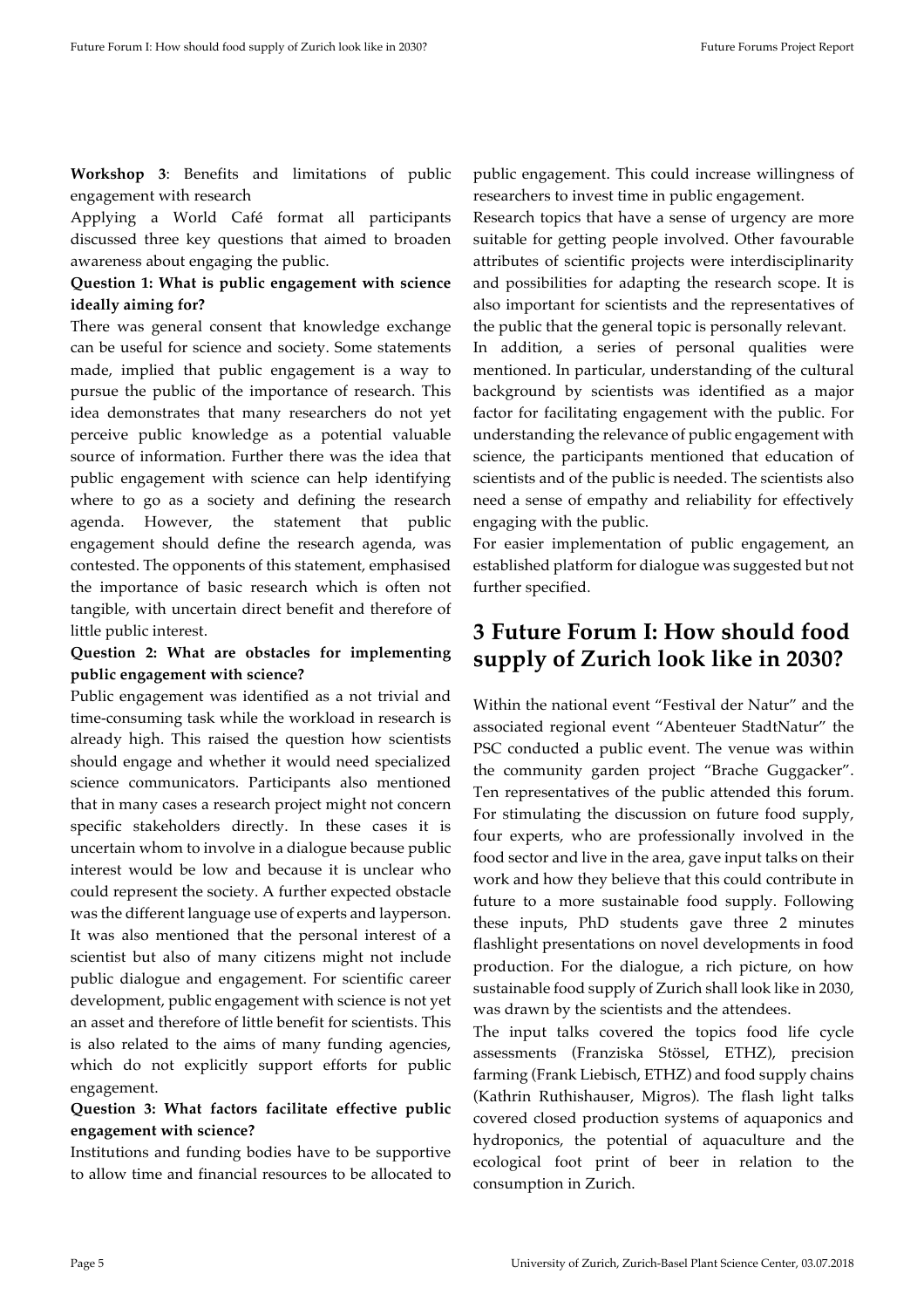**Workshop 3**: Benefits and limitations of public engagement with research

Applying a World Café format all participants discussed three key questions that aimed to broaden awareness about engaging the public.

**Question 1: What is public engagement with science ideally aiming for?**

There was general consent that knowledge exchange can be useful for science and society. Some statements made, implied that public engagement is a way to pursue the public of the importance of research. This idea demonstrates that many researchers do not yet perceive public knowledge as a potential valuable source of information. Further there was the idea that public engagement with science can help identifying where to go as a society and defining the research agenda. However, the statement that public engagement should define the research agenda, was contested. The opponents of this statement, emphasised the importance of basic research which is often not tangible, with uncertain direct benefit and therefore of little public interest.

**Question 2: What are obstacles for implementing public engagement with science?**

Public engagement was identified as a not trivial and time-consuming task while the workload in research is already high. This raised the question how scientists should engage and whether it would need specialized science communicators. Participants also mentioned that in many cases a research project might not concern specific stakeholders directly. In these cases it is uncertain whom to involve in a dialogue because public interest would be low and because it is unclear who could represent the society. A further expected obstacle was the different language use of experts and layperson. It was also mentioned that the personal interest of a scientist but also of many citizens might not include public dialogue and engagement. For scientific career development, public engagement with science is not yet an asset and therefore of little benefit for scientists. This is also related to the aims of many funding agencies, which do not explicitly support efforts for public engagement.

**Question 3: What factors facilitate effective public engagement with science?**

Institutions and funding bodies have to be supportive to allow time and financial resources to be allocated to public engagement. This could increase willingness of researchers to invest time in public engagement.

Research topics that have a sense of urgency are more suitable for getting people involved. Other favourable attributes of scientific projects were interdisciplinarity and possibilities for adapting the research scope. It is also important for scientists and the representatives of the public that the general topic is personally relevant.

In addition, a series of personal qualities were mentioned. In particular, understanding of the cultural background by scientists was identified as a major factor for facilitating engagement with the public. For understanding the relevance of public engagement with science, the participants mentioned that education of scientists and of the public is needed. The scientists also need a sense of empathy and reliability for effectively engaging with the public.

For easier implementation of public engagement, an established platform for dialogue was suggested but not further specified.

# 3 Future Forum I: How should food supply of Zurich look like in 2030?

Within the national event "Festival der Natur" and the associated regional event "Abenteuer StadtNatur" the PSC conducted a public event. The venue was within the community garden project "Brache Guggacker". Ten representatives of the public attended this forum. For stimulating the discussion on future food supply, four experts, who are professionally involved in the food sector and live in the area, gave input talks on their work and how they believe that this could contribute in future to a more sustainable food supply. Following these inputs, PhD students gave three 2 minutes flashlight presentations on novel developments in food production. For the dialogue, a rich picture, on how sustainable food supply of Zurich shall look like in 2030, was drawn by the scientists and the attendees.

The input talks covered the topics food life cycle assessments (Franziska Stössel, ETHZ), precision farming (Frank Liebisch, ETHZ) and food supply chains (Kathrin Ruthishauser, Migros). The flash light talks covered closed production systems of aquaponics and hydroponics, the potential of aquaculture and the ecological foot print of beer in relation to the consumption in Zurich.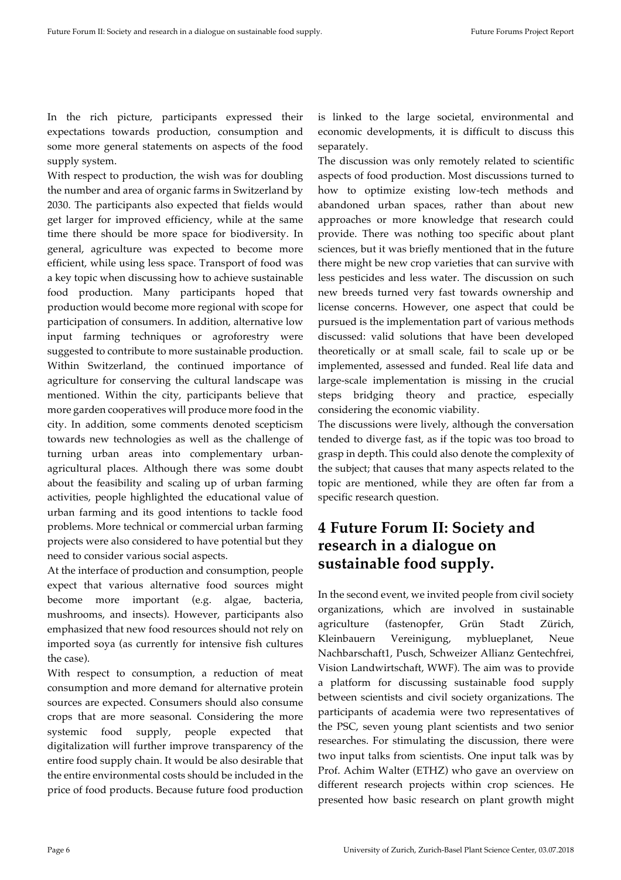In the rich picture, participants expressed their expectations towards production, consumption and some more general statements on aspects of the food supply system.

With respect to production, the wish was for doubling the number and area of organic farms in Switzerland by 2030. The participants also expected that fields would get larger for improved efficiency, while at the same time there should be more space for biodiversity. In general, agriculture was expected to become more efficient, while using less space. Transport of food was a key topic when discussing how to achieve sustainable food production. Many participants hoped that production would become more regional with scope for participation of consumers. In addition, alternative low input farming techniques or agroforestry were suggested to contribute to more sustainable production. Within Switzerland, the continued importance of agriculture for conserving the cultural landscape was mentioned. Within the city, participants believe that more garden cooperatives will produce more food in the city. In addition, some comments denoted scepticism towards new technologies as well as the challenge of turning urban areas into complementary urban-agricultural places. Although there was some doubt about the feasibility and scaling up of urban farming activities, people highlighted the educational value of urban farming and its good intentions to tackle food problems. More technical or commercial urban farming projects were also considered to have potential but they need to consider various social aspects.

At the interface of production and consumption, people expect that various alternative food sources might become more important (e.g. algae, bacteria, mushrooms, and insects). However, participants also emphasized that new food resources should not rely on imported soya (as currently for intensive fish cultures the case).

With respect to consumption, a reduction of meat consumption and more demand for alternative protein sources are expected. Consumers should also consume crops that are more seasonal. Considering the more systemic food supply, people expected that digitalization will further improve transparency of the entire food supply chain. It would be also desirable that the entire environmental costs should be included in the price of food products. Because future food production is linked to the large societal, environmental and economic developments, it is difficult to discuss this separately.

The discussion was only remotely related to scientific aspects of food production. Most discussions turned to how to optimize existing low-tech methods and abandoned urban spaces, rather than about new approaches or more knowledge that research could provide. There was nothing too specific about plant sciences, but it was briefly mentioned that in the future there might be new crop varieties that can survive with less pesticides and less water. The discussion on such new breeds turned very fast towards ownership and license concerns. However, one aspect that could be pursued is the implementation part of various methods discussed: valid solutions that have been developed theoretically or at small scale, fail to scale up or be implemented, assessed and funded. Real life data and large-scale implementation is missing in the crucial steps bridging theory and practice, especially considering the economic viability.

The discussions were lively, although the conversation tended to diverge fast, as if the topic was too broad to grasp in depth. This could also denote the complexity of the subject; that causes that many aspects related to the topic are mentioned, while they are often far from a specific research question.

# 4 Future Forum II: Society and research in a dialogue on sustainable food supply.

In the second event, we invited people from civil society organizations, which are involved in sustainable agriculture (fastenopfer, Grün Stadt Zürich, Kleinbauern Vereinigung, myblueplanet, Neue Nachbarschaft1, Pusch, Schweizer Allianz Gentechfrei, Vision Landwirtschaft, WWF). The aim was to provide a platform for discussing sustainable food supply between scientists and civil society organizations. The participants of academia were two representatives of the PSC, seven young plant scientists and two senior researches. For stimulating the discussion, there were two input talks from scientists. One input talk was by Prof. Achim Walter (ETHZ) who gave an overview on different research projects within crop sciences. He presented how basic research on plant growth might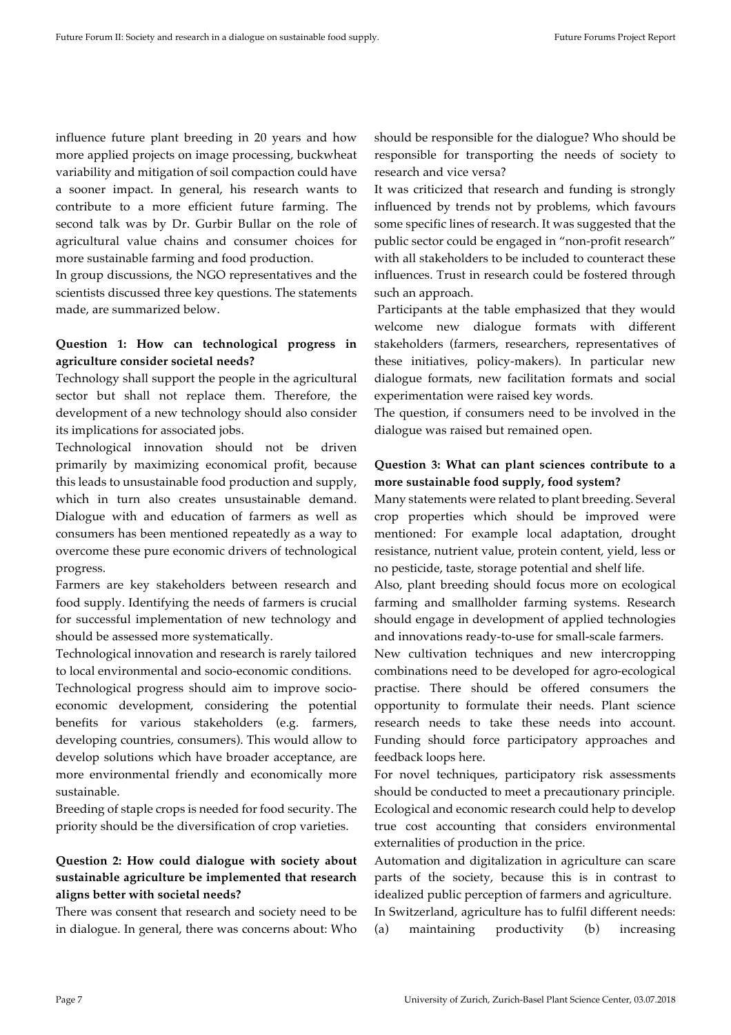influence future plant breeding in 20 years and how more applied projects on image processing, buckwheat variability and mitigation of soil compaction could have a sooner impact. In general, his research wants to contribute to a more efficient future farming. The second talk was by Dr. Gurbir Bullar on the role of agricultural value chains and consumer choices for more sustainable farming and food production.

In group discussions, the NGO representatives and the scientists discussed three key questions. The statements made, are summarized below.

### Question 1: How can technological progress in agriculture consider societal needs?

Technology shall support the people in the agricultural sector but shall not replace them. Therefore, the development of a new technology should also consider its implications for associated jobs.

Technological innovation should not be driven primarily by maximizing economical profit, because this leads to unsustainable food production and supply, which in turn also creates unsustainable demand. Dialogue with and education of farmers as well as consumers has been mentioned repeatedly as a way to overcome these pure economic drivers of technological progress.

Farmers are key stakeholders between research and food supply. Identifying the needs of farmers is crucial for successful implementation of new technology and should be assessed more systematically.

Technological innovation and research is rarely tailored to local environmental and socio-economic conditions.

Technological progress should aim to improve socio-economic development, considering the potential benefits for various stakeholders (e.g. farmers, developing countries, consumers). This would allow to develop solutions which have broader acceptance, are more environmental friendly and economically more sustainable.

Breeding of staple crops is needed for food security. The priority should be the diversification of crop varieties.

### Question 2: How could dialogue with society about sustainable agriculture be implemented that research aligns better with societal needs?

There was consent that research and society need to be in dialogue. In general, there was concerns about: Who should be responsible for the dialogue? Who should be responsible for transporting the needs of society to research and vice versa?

It was criticized that research and funding is strongly influenced by trends not by problems, which favours some specific lines of research. It was suggested that the public sector could be engaged in "non-profit research" with all stakeholders to be included to counteract these influences. Trust in research could be fostered through such an approach.

Participants at the table emphasized that they would welcome new dialogue formats with different stakeholders (farmers, researchers, representatives of these initiatives, policy-makers). In particular new dialogue formats, new facilitation formats and social experimentation were raised key words.

The question, if consumers need to be involved in the dialogue was raised but remained open.

### Question 3: What can plant sciences contribute to a more sustainable food supply, food system?

Many statements were related to plant breeding. Several crop properties which should be improved were mentioned: For example local adaptation, drought resistance, nutrient value, protein content, yield, less or no pesticide, taste, storage potential and shelf life.

Also, plant breeding should focus more on ecological farming and smallholder farming systems. Research should engage in development of applied technologies and innovations ready-to-use for small-scale farmers.

New cultivation techniques and new intercropping combinations need to be developed for agro-ecological practise. There should be offered consumers the opportunity to formulate their needs. Plant science research needs to take these needs into account. Funding should force participatory approaches and feedback loops here.

For novel techniques, participatory risk assessments should be conducted to meet a precautionary principle. Ecological and economic research could help to develop true cost accounting that considers environmental externalities of production in the price.

Automation and digitalization in agriculture can scare parts of the society, because this is in contrast to idealized public perception of farmers and agriculture.

In Switzerland, agriculture has to fulfil different needs: (a) maintaining productivity (b) increasing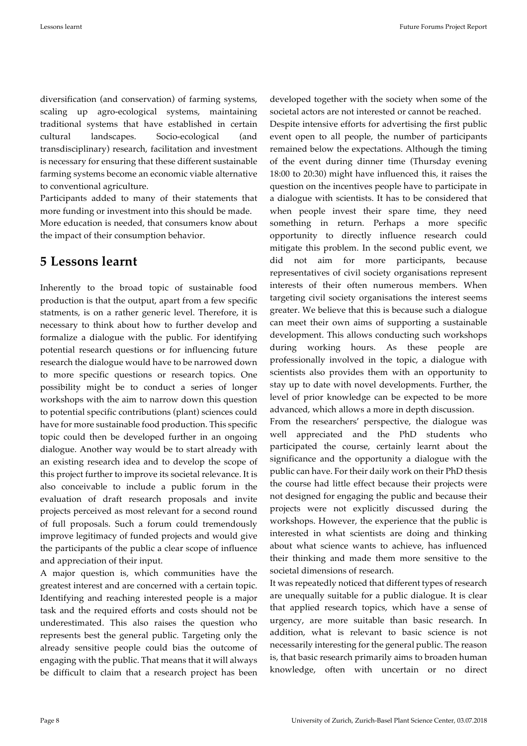diversification (and conservation) of farming systems, scaling up agro-ecological systems, maintaining traditional systems that have established in certain cultural landscapes. Socio-ecological (and transdisciplinary) research, facilitation and investment is necessary for ensuring that these different sustainable farming systems become an economic viable alternative to conventional agriculture.

Participants added to many of their statements that more funding or investment into this should be made.

More education is needed, that consumers know about the impact of their consumption behavior.

# 5 Lessons learnt

Inherently to the broad topic of sustainable food production is that the output, apart from a few specific statments, is on a rather generic level. Therefore, it is necessary to think about how to further develop and formalize a dialogue with the public. For identifying potential research questions or for influencing future research the dialogue would have to be narrowed down to more specific questions or research topics. One possibility might be to conduct a series of longer workshops with the aim to narrow down this question to potential specific contributions (plant) sciences could have for more sustainable food production. This specific topic could then be developed further in an ongoing dialogue. Another way would be to start already with an existing research idea and to develop the scope of this project further to improve its societal relevance. It is also conceivable to include a public forum in the evaluation of draft research proposals and invite projects perceived as most relevant for a second round of full proposals. Such a forum could tremendously improve legitimacy of funded projects and would give the participants of the public a clear scope of influence and appreciation of their input.

A major question is, which communities have the greatest interest and are concerned with a certain topic. Identifying and reaching interested people is a major task and the required efforts and costs should not be underestimated. This also raises the question who represents best the general public. Targeting only the already sensitive people could bias the outcome of engaging with the public. That means that it will always be difficult to claim that a research project has been developed together with the society when some of the societal actors are not interested or cannot be reached.

Despite intensive efforts for advertising the first public event open to all people, the number of participants remained below the expectations. Although the timing of the event during dinner time (Thursday evening 18:00 to 20:30) might have influenced this, it raises the question on the incentives people have to participate in a dialogue with scientists. It has to be considered that when people invest their spare time, they need something in return. Perhaps a more specific opportunity to directly influence research could mitigate this problem. In the second public event, we did not aim for more participants, because representatives of civil society organisations represent interests of their often numerous members. When targeting civil society organisations the interest seems greater. We believe that this is because such a dialogue can meet their own aims of supporting a sustainable development. This allows conducting such workshops during working hours. As these people are professionally involved in the topic, a dialogue with scientists also provides them with an opportunity to stay up to date with novel developments. Further, the level of prior knowledge can be expected to be more advanced, which allows a more in depth discussion.

From the researchers' perspective, the dialogue was well appreciated and the PhD students who participated the course, certainly learnt about the significance and the opportunity a dialogue with the public can have. For their daily work on their PhD thesis the course had little effect because their projects were not designed for engaging the public and because their projects were not explicitly discussed during the workshops. However, the experience that the public is interested in what scientists are doing and thinking about what science wants to achieve, has influenced their thinking and made them more sensitive to the societal dimensions of research.

It was repeatedly noticed that different types of research are unequally suitable for a public dialogue. It is clear that applied research topics, which have a sense of urgency, are more suitable than basic research. In addition, what is relevant to basic science is not necessarily interesting for the general public. The reason is, that basic research primarily aims to broaden human knowledge, often with uncertain or no direct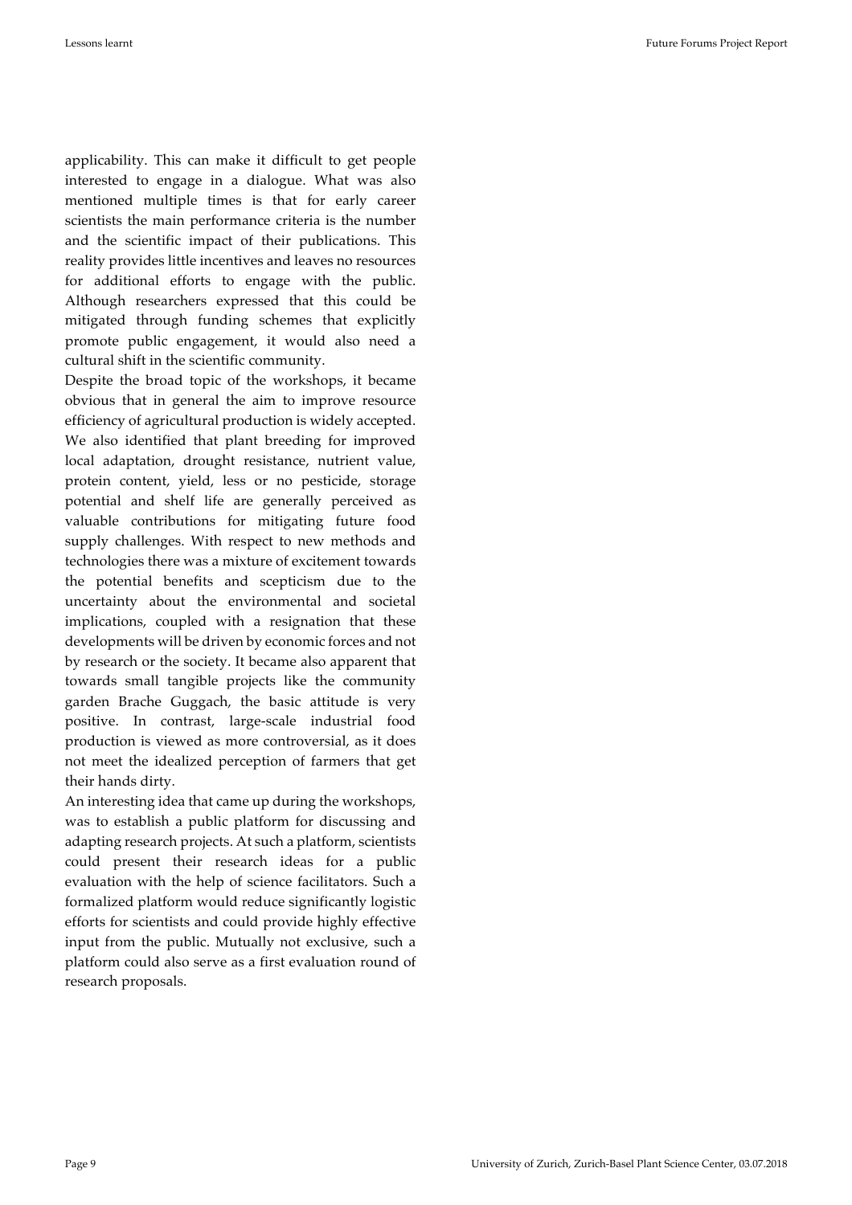applicability. This can make it difficult to get people interested to engage in a dialogue. What was also mentioned multiple times is that for early career scientists the main performance criteria is the number and the scientific impact of their publications. This reality provides little incentives and leaves no resources for additional efforts to engage with the public. Although researchers expressed that this could be mitigated through funding schemes that explicitly promote public engagement, it would also need a cultural shift in the scientific community.

Despite the broad topic of the workshops, it became obvious that in general the aim to improve resource efficiency of agricultural production is widely accepted. We also identified that plant breeding for improved local adaptation, drought resistance, nutrient value, protein content, yield, less or no pesticide, storage potential and shelf life are generally perceived as valuable contributions for mitigating future food supply challenges. With respect to new methods and technologies there was a mixture of excitement towards the potential benefits and scepticism due to the uncertainty about the environmental and societal implications, coupled with a resignation that these developments will be driven by economic forces and not by research or the society. It became also apparent that towards small tangible projects like the community garden Brache Guggach, the basic attitude is very positive. In contrast, large-scale industrial food production is viewed as more controversial, as it does not meet the idealized perception of farmers that get their hands dirty.

An interesting idea that came up during the workshops, was to establish a public platform for discussing and adapting research projects. At such a platform, scientists could present their research ideas for a public evaluation with the help of science facilitators. Such a formalized platform would reduce significantly logistic efforts for scientists and could provide highly effective input from the public. Mutually not exclusive, such a platform could also serve as a first evaluation round of research proposals.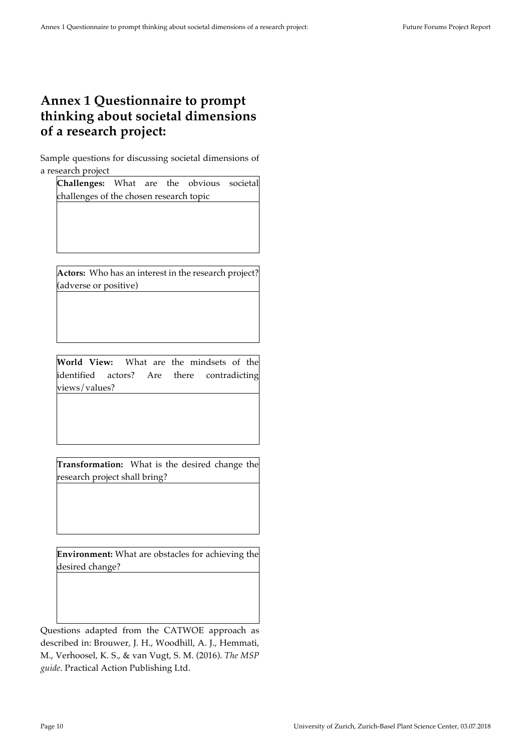# Annex 1 Questionnaire to prompt thinking about societal dimensions of a research project:

Sample questions for discussing societal dimensions of a research project

| **Challenges:** What are the obvious societal challenges of the chosen research topic |
| --- |
| |

| **Actors:** Who has an interest in the research project? (adverse or positive) |
| --- |
| |

| **World View:** What are the mindsets of the identified actors? Are there contradicting views/values? |
| --- |
| |

| **Transformation:** What is the desired change the research project shall bring? |
| --- |
| |

| **Environment:** What are obstacles for achieving the desired change? |
| --- |
| |

Questions adapted from the CATWOE approach as described in: Brouwer, J. H., Woodhill, A. J., Hemmati, M., Verhoosel, K. S., & van Vugt, S. M. (2016). *The MSP guide*. Practical Action Publishing Ltd.